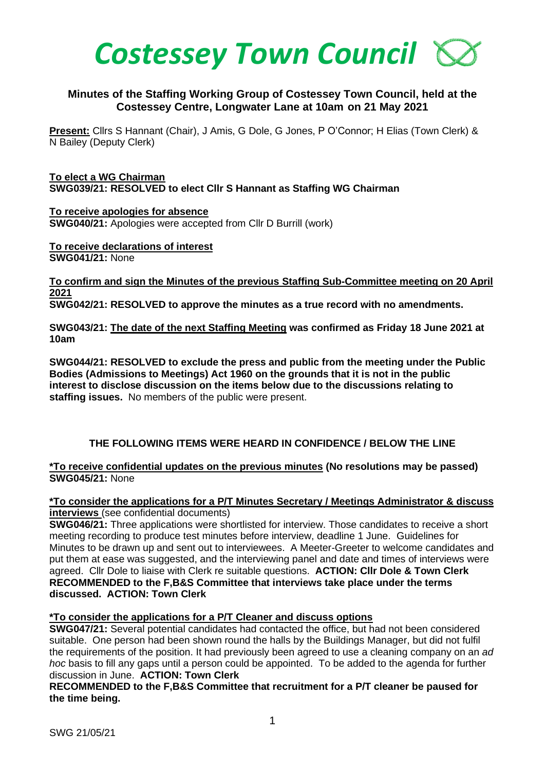# Costessey Town Council

## Minutes of the Staffing Working Group of Costessey Town Council, held at the Costessey Centre, Longwater Lane at 10am on 21 May 2021

**Present:** Cllrs S Hannant (Chair), J Amis, G Dole, G Jones, P O'Connor; H Elias (Town Clerk) & N Bailey (Deputy Clerk)

**To elect a WG Chairman**
**SWG039/21: RESOLVED to elect Cllr S Hannant as Staffing WG Chairman**

**To receive apologies for absence**
**SWG040/21:** Apologies were accepted from Cllr D Burrill (work)

**To receive declarations of interest**
**SWG041/21:** None

**To confirm and sign the Minutes of the previous Staffing Sub-Committee meeting on 20 April 2021**
**SWG042/21: RESOLVED to approve the minutes as a true record with no amendments.**

**SWG043/21: The date of the next Staffing Meeting was confirmed as Friday 18 June 2021 at 10am**

**SWG044/21: RESOLVED to exclude the press and public from the meeting under the Public Bodies (Admissions to Meetings) Act 1960 on the grounds that it is not in the public interest to disclose discussion on the items below due to the discussions relating to staffing issues.** No members of the public were present.

**THE FOLLOWING ITEMS WERE HEARD IN CONFIDENCE / BELOW THE LINE**

**\*To receive confidential updates on the previous minutes (No resolutions may be passed)**
**SWG045/21:** None

**\*To consider the applications for a P/T Minutes Secretary / Meetings Administrator & discuss interviews** (see confidential documents)
**SWG046/21:** Three applications were shortlisted for interview. Those candidates to receive a short meeting recording to produce test minutes before interview, deadline 1 June. Guidelines for Minutes to be drawn up and sent out to interviewees. A Meeter-Greeter to welcome candidates and put them at ease was suggested, and the interviewing panel and date and times of interviews were agreed. Cllr Dole to liaise with Clerk re suitable questions. **ACTION: Cllr Dole & Town Clerk**
**RECOMMENDED to the F,B&S Committee that interviews take place under the terms discussed. ACTION: Town Clerk**

**\*To consider the applications for a P/T Cleaner and discuss options**
**SWG047/21:** Several potential candidates had contacted the office, but had not been considered suitable. One person had been shown round the halls by the Buildings Manager, but did not fulfil the requirements of the position. It had previously been agreed to use a cleaning company on an *ad hoc* basis to fill any gaps until a person could be appointed. To be added to the agenda for further discussion in June. **ACTION: Town Clerk**
**RECOMMENDED to the F,B&S Committee that recruitment for a P/T cleaner be paused for the time being.**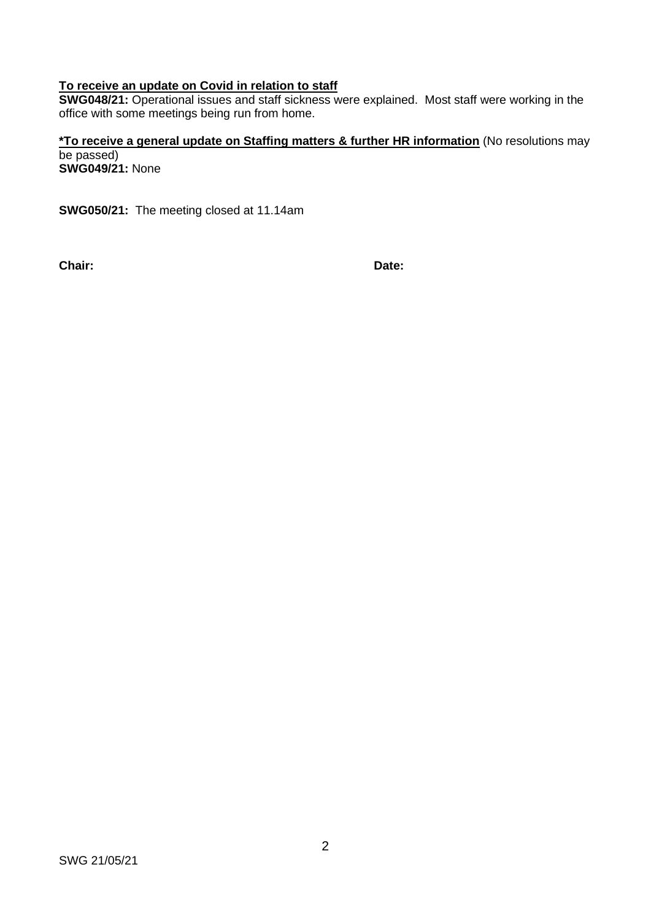**To receive an update on Covid in relation to staff**
**SWG048/21:** Operational issues and staff sickness were explained. Most staff were working in the office with some meetings being run from home.

***To receive a general update on Staffing matters & further HR information** (No resolutions may be passed)
**SWG049/21:** None

**SWG050/21:** The meeting closed at 11.14am

**Chair:** **Date:**